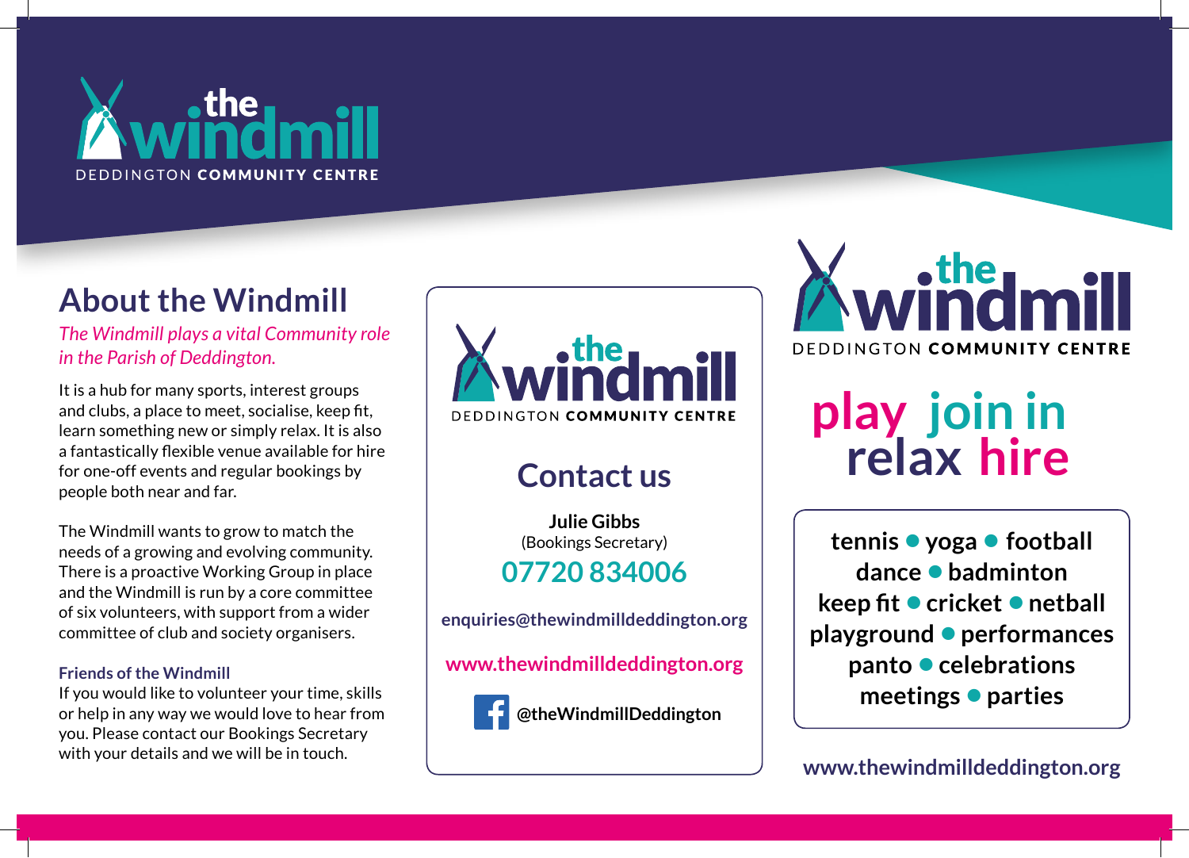the windmill
DEDDINGTON **COMMUNITY CENTRE**

## About the Windmill

*The Windmill plays a vital Community role in the Parish of Deddington.*

It is a hub for many sports, interest groups and clubs, a place to meet, socialise, keep fit, learn something new or simply relax. It is also a fantastically flexible venue available for hire for one-off events and regular bookings by people both near and far.

The Windmill wants to grow to match the needs of a growing and evolving community. There is a proactive Working Group in place and the Windmill is run by a core committee of six volunteers, with support from a wider committee of club and society organisers.

### Friends of the Windmill

If you would like to volunteer your time, skills or help in any way we would love to hear from you. Please contact our Bookings Secretary with your details and we will be in touch.

the windmill
DEDDINGTON **COMMUNITY CENTRE**

## Contact us

**Julie Gibbs**
(Bookings Secretary)

**07720 834006**

**enquiries@thewindmilldeddington.org**

**www.thewindmilldeddington.org**

**@theWindmillDeddington**

the windmill
DEDDINGTON **COMMUNITY CENTRE**

# play join in relax hire

**tennis • yoga • football**
**dance • badminton**
**keep fit • cricket • netball**
**playground • performances**
**panto • celebrations**
**meetings • parties**

**www.thewindmilldeddington.org**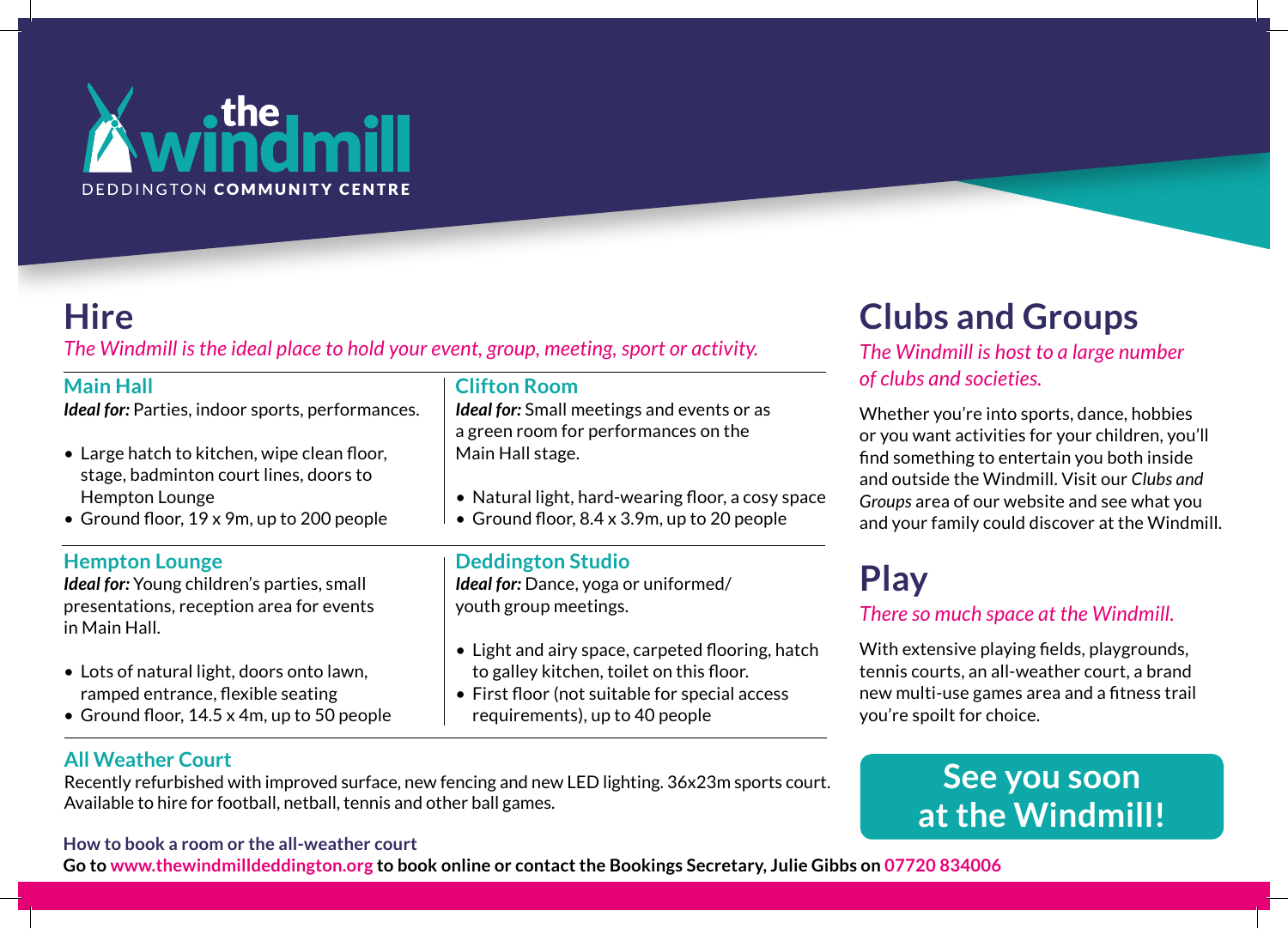the windmill

DEDDINGTON **COMMUNITY CENTRE**

# Hire

*The Windmill is the ideal place to hold your event, group, meeting, sport or activity.*

### Main Hall

***Ideal for:*** Parties, indoor sports, performances.

- Large hatch to kitchen, wipe clean floor, stage, badminton court lines, doors to Hempton Lounge
- Ground floor, 19 x 9m, up to 200 people

### Clifton Room

***Ideal for:*** Small meetings and events or as a green room for performances on the Main Hall stage.

- Natural light, hard-wearing floor, a cosy space
- Ground floor, 8.4 x 3.9m, up to 20 people

### Hempton Lounge

***Ideal for:*** Young children's parties, small presentations, reception area for events in Main Hall.

- Lots of natural light, doors onto lawn, ramped entrance, flexible seating
- Ground floor, 14.5 x 4m, up to 50 people

### Deddington Studio

***Ideal for:*** Dance, yoga or uniformed/ youth group meetings.

- Light and airy space, carpeted flooring, hatch to galley kitchen, toilet on this floor.
- First floor (not suitable for special access requirements), up to 40 people

### All Weather Court

Recently refurbished with improved surface, new fencing and new LED lighting. 36x23m sports court. Available to hire for football, netball, tennis and other ball games.

**How to book a room or the all-weather court**

**Go to www.thewindmilldeddington.org to book online or contact the Bookings Secretary, Julie Gibbs on 07720 834006**

# Clubs and Groups

*The Windmill is host to a large number of clubs and societies.*

Whether you're into sports, dance, hobbies or you want activities for your children, you'll find something to entertain you both inside and outside the Windmill. Visit our *Clubs and Groups* area of our website and see what you and your family could discover at the Windmill.

# Play

*There so much space at the Windmill.*

With extensive playing fields, playgrounds, tennis courts, an all-weather court, a brand new multi-use games area and a fitness trail you're spoilt for choice.

**See you soon at the Windmill!**